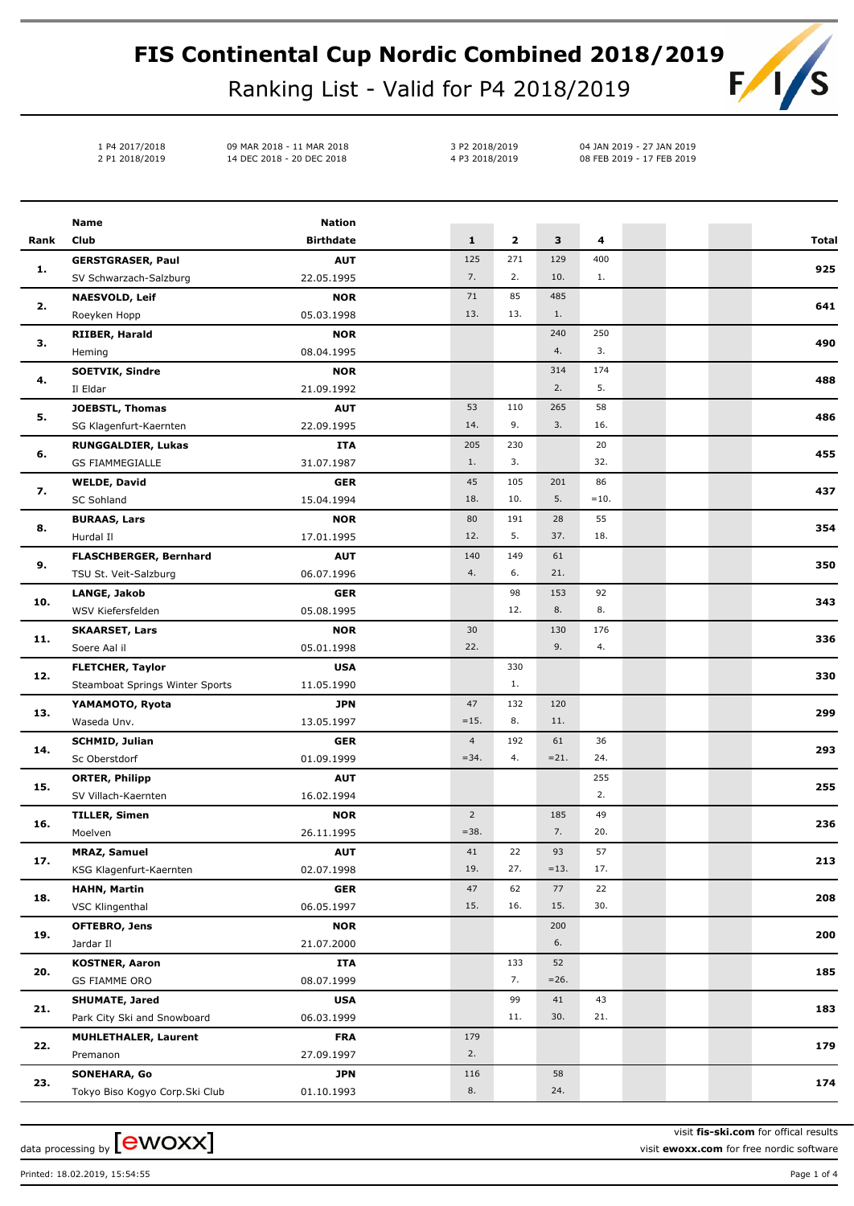# FIS Continental Cup Nordic Combined 2018/2019

## Ranking List - Valid for P4 2018/2019

| | | | |
|---|---|---|---|
| 1 P4 2017/2018 | 09 MAR 2018 - 11 MAR 2018 | 3 P2 2018/2019 | 04 JAN 2019 - 27 JAN 2019 |
| 2 P1 2018/2019 | 14 DEC 2018 - 20 DEC 2018 | 4 P3 2018/2019 | 08 FEB 2019 - 17 FEB 2019 |

| Rank | Name / Club | Nation / Birthdate | 1 | 2 | 3 | 4 | Total |
|---|---|---|---|---|---|---|---|
| 1. | **GERSTGRASER, Paul** SV Schwarzach-Salzburg | **AUT** 22.05.1995 | 125 7. | 271 2. | 129 10. | 400 1. | **925** |
| 2. | **NAESVOLD, Leif** Roeyken Hopp | **NOR** 05.03.1998 | 71 13. | 85 13. | 485 1. | | **641** |
| 3. | **RIIBER, Harald** Heming | **NOR** 08.04.1995 | | | 240 4. | 250 3. | **490** |
| 4. | **SOETVIK, Sindre** Il Eldar | **NOR** 21.09.1992 | | | 314 2. | 174 5. | **488** |
| 5. | **JOEBSTL, Thomas** SG Klagenfurt-Kaernten | **AUT** 22.09.1995 | 53 14. | 110 9. | 265 3. | 58 16. | **486** |
| 6. | **RUNGGALDIER, Lukas** GS FIAMMEGIALLE | **ITA** 31.07.1987 | 205 1. | 230 3. | | 20 32. | **455** |
| 7. | **WELDE, David** SC Sohland | **GER** 15.04.1994 | 45 18. | 105 10. | 201 5. | 86 =10. | **437** |
| 8. | **BURAAS, Lars** Hurdal Il | **NOR** 17.01.1995 | 80 12. | 191 5. | 28 37. | 55 18. | **354** |
| 9. | **FLASCHBERGER, Bernhard** TSU St. Veit-Salzburg | **AUT** 06.07.1996 | 140 4. | 149 6. | 61 21. | | **350** |
| 10. | **LANGE, Jakob** WSV Kiefersfelden | **GER** 05.08.1995 | | 98 12. | 153 8. | 92 8. | **343** |
| 11. | **SKAARSET, Lars** Soere Aal il | **NOR** 05.01.1998 | 30 22. | | 130 9. | 176 4. | **336** |
| 12. | **FLETCHER, Taylor** Steamboat Springs Winter Sports | **USA** 11.05.1990 | | 330 1. | | | **330** |
| 13. | **YAMAMOTO, Ryota** Waseda Unv. | **JPN** 13.05.1997 | 47 =15. | 132 8. | 120 11. | | **299** |
| 14. | **SCHMID, Julian** Sc Oberstdorf | **GER** 01.09.1999 | 4 =34. | 192 4. | 61 =21. | 36 24. | **293** |
| 15. | **ORTER, Philipp** SV Villach-Kaernten | **AUT** 16.02.1994 | | | | 255 2. | **255** |
| 16. | **TILLER, Simen** Moelven | **NOR** 26.11.1995 | 2 =38. | | 185 7. | 49 20. | **236** |
| 17. | **MRAZ, Samuel** KSG Klagenfurt-Kaernten | **AUT** 02.07.1998 | 41 19. | 22 27. | 93 =13. | 57 17. | **213** |
| 18. | **HAHN, Martin** VSC Klingenthal | **GER** 06.05.1997 | 47 15. | 62 16. | 77 15. | 22 30. | **208** |
| 19. | **OFTEBRO, Jens** Jardar Il | **NOR** 21.07.2000 | | | 200 6. | | **200** |
| 20. | **KOSTNER, Aaron** GS FIAMME ORO | **ITA** 08.07.1999 | | 133 7. | 52 =26. | | **185** |
| 21. | **SHUMATE, Jared** Park City Ski and Snowboard | **USA** 06.03.1999 | | 99 11. | 41 30. | 43 21. | **183** |
| 22. | **MUHLETHALER, Laurent** Premanon | **FRA** 27.09.1997 | 179 2. | | | | **179** |
| 23. | **SONEHARA, Go** Tokyo Biso Kogyo Corp.Ski Club | **JPN** 01.10.1993 | 116 8. | | 58 24. | | **174** |

data processing by [ewoxx]

visit **fis-ski.com** for offical results
visit **ewoxx.com** for free nordic software

Printed: 18.02.2019, 15:54:55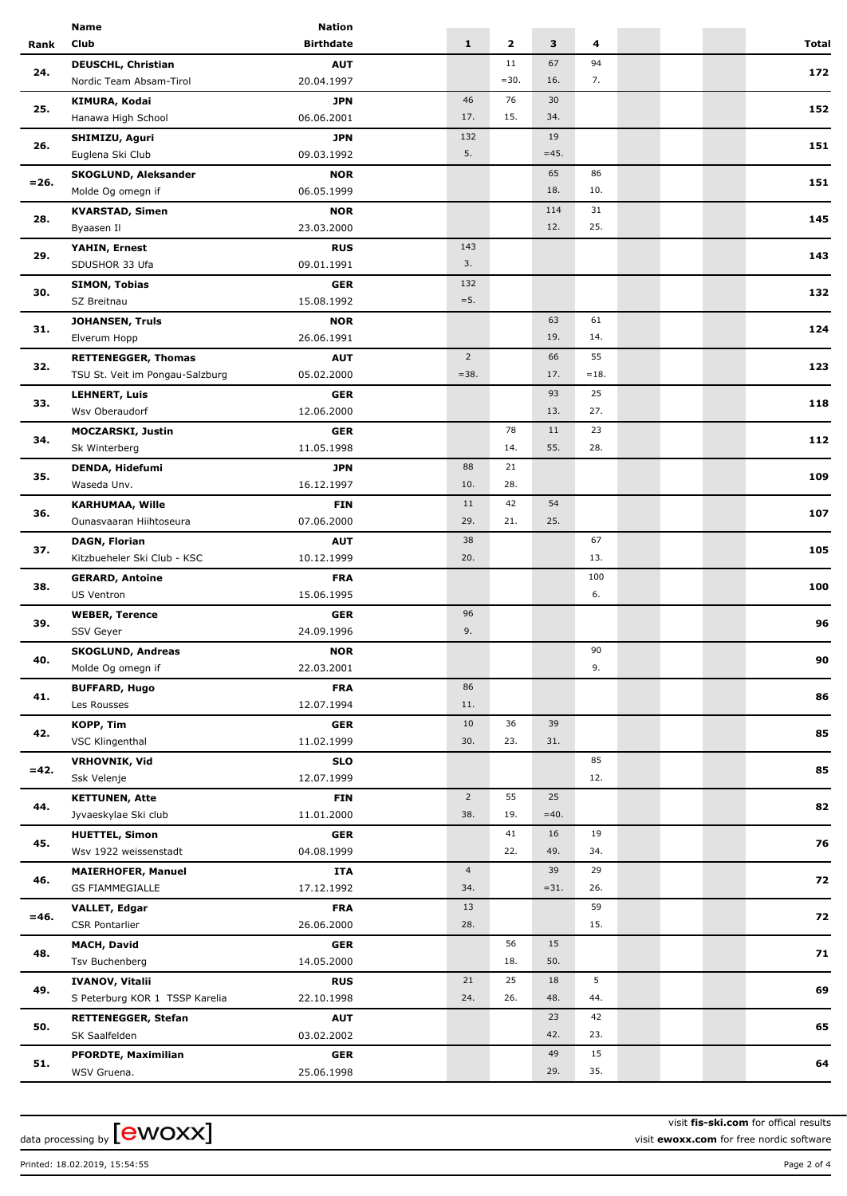| Rank | Name / Club | Nation / Birthdate | 1 | 2 | 3 | 4 | | | Total |
|---|---|---|---|---|---|---|---|---|---|
| 24. | **DEUSCHL, Christian** / Nordic Team Absam-Tirol | **AUT** / 20.04.1997 | | 11 / =30. | 67 / 16. | 94 / 7. | | | **172** |
| 25. | **KIMURA, Kodai** / Hanawa High School | **JPN** / 06.06.2001 | 46 / 17. | 76 / 15. | 30 / 34. | | | | **152** |
| 26. | **SHIMIZU, Aguri** / Euglena Ski Club | **JPN** / 09.03.1992 | 132 / 5. | | 19 / =45. | | | | **151** |
| =26. | **SKOGLUND, Aleksander** / Molde Og omegn if | **NOR** / 06.05.1999 | | | 65 / 18. | 86 / 10. | | | **151** |
| 28. | **KVARSTAD, Simen** / Byaasen Il | **NOR** / 23.03.2000 | | | 114 / 12. | 31 / 25. | | | **145** |
| 29. | **YAHIN, Ernest** / SDUSHOR 33 Ufa | **RUS** / 09.01.1991 | 143 / 3. | | | | | | **143** |
| 30. | **SIMON, Tobias** / SZ Breitnau | **GER** / 15.08.1992 | 132 / =5. | | | | | | **132** |
| 31. | **JOHANSEN, Truls** / Elverum Hopp | **NOR** / 26.06.1991 | | | 63 / 19. | 61 / 14. | | | **124** |
| 32. | **RETTENEGGER, Thomas** / TSU St. Veit im Pongau-Salzburg | **AUT** / 05.02.2000 | 2 / =38. | | 66 / 17. | 55 / =18. | | | **123** |
| 33. | **LEHNERT, Luis** / Wsv Oberaudorf | **GER** / 12.06.2000 | | | 93 / 13. | 25 / 27. | | | **118** |
| 34. | **MOCZARSKI, Justin** / Sk Winterberg | **GER** / 11.05.1998 | | 78 / 14. | 11 / 55. | 23 / 28. | | | **112** |
| 35. | **DENDA, Hidefumi** / Waseda Unv. | **JPN** / 16.12.1997 | 88 / 10. | 21 / 28. | | | | | **109** |
| 36. | **KARHUMAA, Wille** / Ounasvaaran Hiihtoseura | **FIN** / 07.06.2000 | 11 / 29. | 42 / 21. | 54 / 25. | | | | **107** |
| 37. | **DAGN, Florian** / Kitzbueheler Ski Club - KSC | **AUT** / 10.12.1999 | 38 / 20. | | | 67 / 13. | | | **105** |
| 38. | **GERARD, Antoine** / US Ventron | **FRA** / 15.06.1995 | | | | 100 / 6. | | | **100** |
| 39. | **WEBER, Terence** / SSV Geyer | **GER** / 24.09.1996 | 96 / 9. | | | | | | **96** |
| 40. | **SKOGLUND, Andreas** / Molde Og omegn if | **NOR** / 22.03.2001 | | | | 90 / 9. | | | **90** |
| 41. | **BUFFARD, Hugo** / Les Rousses | **FRA** / 12.07.1994 | 86 / 11. | | | | | | **86** |
| 42. | **KOPP, Tim** / VSC Klingenthal | **GER** / 11.02.1999 | 10 / 30. | 36 / 23. | 39 / 31. | | | | **85** |
| =42. | **VRHOVNIK, Vid** / Ssk Velenje | **SLO** / 12.07.1999 | | | | 85 / 12. | | | **85** |
| 44. | **KETTUNEN, Atte** / Jyvaeskylae Ski club | **FIN** / 11.01.2000 | 2 / 38. | 55 / 19. | 25 / =40. | | | | **82** |
| 45. | **HUETTEL, Simon** / Wsv 1922 weissenstadt | **GER** / 04.08.1999 | | 41 / 22. | 16 / 49. | 19 / 34. | | | **76** |
| 46. | **MAIERHOFER, Manuel** / GS FIAMMEGIALLE | **ITA** / 17.12.1992 | 4 / 34. | | 39 / =31. | 29 / 26. | | | **72** |
| =46. | **VALLET, Edgar** / CSR Pontarlier | **FRA** / 26.06.2000 | 13 / 28. | | | 59 / 15. | | | **72** |
| 48. | **MACH, David** / Tsv Buchenberg | **GER** / 14.05.2000 | | 56 / 18. | 15 / 50. | | | | **71** |
| 49. | **IVANOV, Vitalii** / S Peterburg KOR 1 TSSP Karelia | **RUS** / 22.10.1998 | 21 / 24. | 25 / 26. | 18 / 48. | 5 / 44. | | | **69** |
| 50. | **RETTENEGGER, Stefan** / SK Saalfelden | **AUT** / 03.02.2002 | | | 23 / 42. | 42 / 23. | | | **65** |
| 51. | **PFORDTE, Maximilian** / WSV Gruena. | **GER** / 25.06.1998 | | | 49 / 29. | 15 / 35. | | | **64** |

data processing by [ewoxx]

visit **fis-ski.com** for offical results
visit **ewoxx.com** for free nordic software

Printed: 18.02.2019, 15:54:55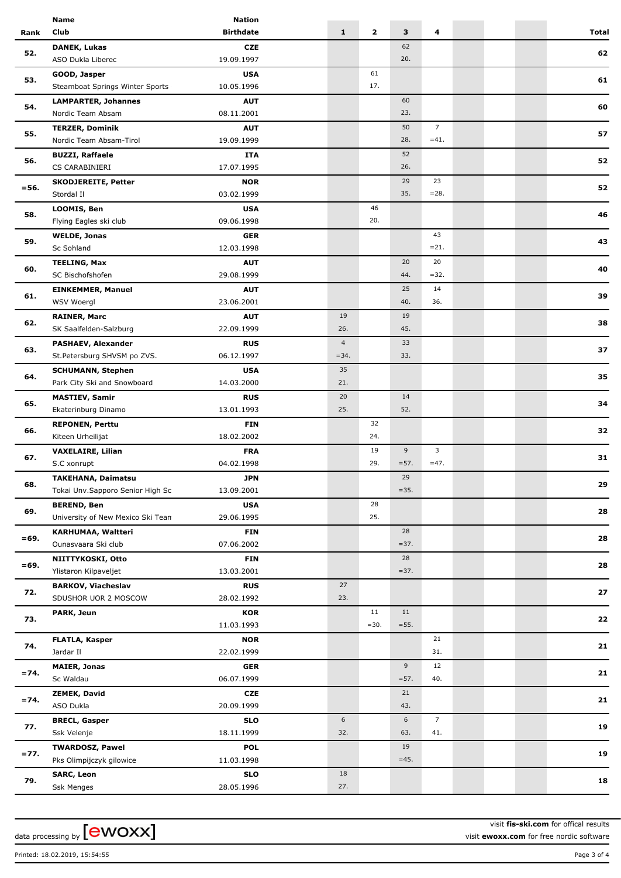| Rank | Name / Club | Nation / Birthdate | 1 | 2 | 3 | 4 | | | | Total |
|---|---|---|---|---|---|---|---|---|---|---|
| 52. | **DANEK, Lukas**<br>ASO Dukla Liberec | **CZE**<br>19.09.1997 | | | 62<br>20. | | | | | **62** |
| 53. | **GOOD, Jasper**<br>Steamboat Springs Winter Sports | **USA**<br>10.05.1996 | | 61<br>17. | | | | | | **61** |
| 54. | **LAMPARTER, Johannes**<br>Nordic Team Absam | **AUT**<br>08.11.2001 | | | 60<br>23. | | | | | **60** |
| 55. | **TERZER, Dominik**<br>Nordic Team Absam-Tirol | **AUT**<br>19.09.1999 | | | 50<br>28. | 7<br>=41. | | | | **57** |
| 56. | **BUZZI, Raffaele**<br>CS CARABINIERI | **ITA**<br>17.07.1995 | | | 52<br>26. | | | | | **52** |
| =56. | **SKODJEREITE, Petter**<br>Stordal Il | **NOR**<br>03.02.1999 | | | 29<br>35. | 23<br>=28. | | | | **52** |
| 58. | **LOOMIS, Ben**<br>Flying Eagles ski club | **USA**<br>09.06.1998 | | 46<br>20. | | | | | | **46** |
| 59. | **WELDE, Jonas**<br>Sc Sohland | **GER**<br>12.03.1998 | | | | 43<br>=21. | | | | **43** |
| 60. | **TEELING, Max**<br>SC Bischofshofen | **AUT**<br>29.08.1999 | | | 20<br>44. | 20<br>=32. | | | | **40** |
| 61. | **EINKEMMER, Manuel**<br>WSV Woergl | **AUT**<br>23.06.2001 | | | 25<br>40. | 14<br>36. | | | | **39** |
| 62. | **RAINER, Marc**<br>SK Saalfelden-Salzburg | **AUT**<br>22.09.1999 | 19<br>26. | | 19<br>45. | | | | | **38** |
| 63. | **PASHAEV, Alexander**<br>St.Petersburg SHVSM po ZVS. | **RUS**<br>06.12.1997 | 4<br>=34. | | 33<br>33. | | | | | **37** |
| 64. | **SCHUMANN, Stephen**<br>Park City Ski and Snowboard | **USA**<br>14.03.2000 | 35<br>21. | | | | | | | **35** |
| 65. | **MASTIEV, Samir**<br>Ekaterinburg Dinamo | **RUS**<br>13.01.1993 | 20<br>25. | | 14<br>52. | | | | | **34** |
| 66. | **REPONEN, Perttu**<br>Kiteen Urheilijat | **FIN**<br>18.02.2002 | | 32<br>24. | | | | | | **32** |
| 67. | **VAXELAIRE, Lilian**<br>S.C xonrupt | **FRA**<br>04.02.1998 | | 19<br>29. | 9<br>=57. | 3<br>=47. | | | | **31** |
| 68. | **TAKEHANA, Daimatsu**<br>Tokai Unv.Sapporo Senior High Sc | **JPN**<br>13.09.2001 | | | 29<br>=35. | | | | | **29** |
| 69. | **BEREND, Ben**<br>University of New Mexico Ski Tean | **USA**<br>29.06.1995 | | 28<br>25. | | | | | | **28** |
| =69. | **KARHUMAA, Waltteri**<br>Ounasvaara Ski club | **FIN**<br>07.06.2002 | | | 28<br>=37. | | | | | **28** |
| =69. | **NIITTYKOSKI, Otto**<br>Ylistaron Kilpaveljet | **FIN**<br>13.03.2001 | | | 28<br>=37. | | | | | **28** |
| 72. | **BARKOV, Viacheslav**<br>SDUSHOR UOR 2 MOSCOW | **RUS**<br>28.02.1992 | 27<br>23. | | | | | | | **27** |
| 73. | **PARK, Jeun** | **KOR**<br>11.03.1993 | | 11<br>=30. | 11<br>=55. | | | | | **22** |
| 74. | **FLATLA, Kasper**<br>Jardar Il | **NOR**<br>22.02.1999 | | | | 21<br>31. | | | | **21** |
| =74. | **MAIER, Jonas**<br>Sc Waldau | **GER**<br>06.07.1999 | | | 9<br>=57. | 12<br>40. | | | | **21** |
| =74. | **ZEMEK, David**<br>ASO Dukla | **CZE**<br>20.09.1999 | | | 21<br>43. | | | | | **21** |
| 77. | **BRECL, Gasper**<br>Ssk Velenje | **SLO**<br>18.11.1999 | 6<br>32. | | 6<br>63. | 7<br>41. | | | | **19** |
| =77. | **TWARDOSZ, Pawel**<br>Pks Olimpijczyk gilowice | **POL**<br>11.03.1998 | | | 19<br>=45. | | | | | **19** |
| 79. | **SARC, Leon**<br>Ssk Menges | **SLO**<br>28.05.1996 | 18<br>27. | | | | | | | **18** |

data processing by [ewoxx]

visit **fis-ski.com** for offical results
visit **ewoxx.com** for free nordic software

Printed: 18.02.2019, 15:54:55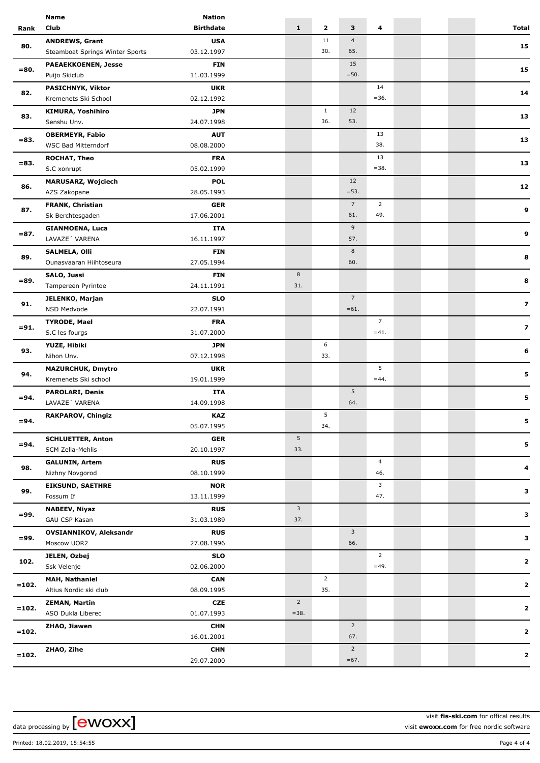| Rank | Name<br>Club | Nation<br>Birthdate | 1 | 2 | 3 | 4 | | | | Total |
|---|---|---|---|---|---|---|---|---|---|---|
| 80. | **ANDREWS, Grant**<br>Steamboat Springs Winter Sports | **USA**<br>03.12.1997 | | 11<br>30. | 4<br>65. | | | | | **15** |
| =80. | **PAEAEKKOENEN, Jesse**<br>Puijo Skiclub | **FIN**<br>11.03.1999 | | | 15<br>=50. | | | | | **15** |
| 82. | **PASICHNYK, Viktor**<br>Kremenets Ski School | **UKR**<br>02.12.1992 | | | | 14<br>=36. | | | | **14** |
| 83. | **KIMURA, Yoshihiro**<br>Senshu Unv. | **JPN**<br>24.07.1998 | | 1<br>36. | 12<br>53. | | | | | **13** |
| =83. | **OBERMEYR, Fabio**<br>WSC Bad Mitterndorf | **AUT**<br>08.08.2000 | | | | 13<br>38. | | | | **13** |
| =83. | **ROCHAT, Theo**<br>S.C xonrupt | **FRA**<br>05.02.1999 | | | | 13<br>=38. | | | | **13** |
| 86. | **MARUSARZ, Wojciech**<br>AZS Zakopane | **POL**<br>28.05.1993 | | | 12<br>=53. | | | | | **12** |
| 87. | **FRANK, Christian**<br>Sk Berchtesgaden | **GER**<br>17.06.2001 | | | 7<br>61. | 2<br>49. | | | | **9** |
| =87. | **GIANMOENA, Luca**<br>LAVAZE´ VARENA | **ITA**<br>16.11.1997 | | | 9<br>57. | | | | | **9** |
| 89. | **SALMELA, Olli**<br>Ounasvaaran Hiihtoseura | **FIN**<br>27.05.1994 | | | 8<br>60. | | | | | **8** |
| =89. | **SALO, Jussi**<br>Tampereen Pyrintoe | **FIN**<br>24.11.1991 | 8<br>31. | | | | | | | **8** |
| 91. | **JELENKO, Marjan**<br>NSD Medvode | **SLO**<br>22.07.1991 | | | 7<br>=61. | | | | | **7** |
| =91. | **TYRODE, Mael**<br>S.C les fourgs | **FRA**<br>31.07.2000 | | | | 7<br>=41. | | | | **7** |
| 93. | **YUZE, Hibiki**<br>Nihon Unv. | **JPN**<br>07.12.1998 | | 6<br>33. | | | | | | **6** |
| 94. | **MAZURCHUK, Dmytro**<br>Kremenets Ski school | **UKR**<br>19.01.1999 | | | | 5<br>=44. | | | | **5** |
| =94. | **PAROLARI, Denis**<br>LAVAZE´ VARENA | **ITA**<br>14.09.1998 | | | 5<br>64. | | | | | **5** |
| =94. | **RAKPAROV, Chingiz** | **KAZ**<br>05.07.1995 | | 5<br>34. | | | | | | **5** |
| =94. | **SCHLUETTER, Anton**<br>SCM Zella-Mehlis | **GER**<br>20.10.1997 | 5<br>33. | | | | | | | **5** |
| 98. | **GALUNIN, Artem**<br>Nizhny Novgorod | **RUS**<br>08.10.1999 | | | | 4<br>46. | | | | **4** |
| 99. | **EIKSUND, SAETHRE**<br>Fossum If | **NOR**<br>13.11.1999 | | | | 3<br>47. | | | | **3** |
| =99. | **NABEEV, Niyaz**<br>GAU CSP Kasan | **RUS**<br>31.03.1989 | 3<br>37. | | | | | | | **3** |
| =99. | **OVSIANNIKOV, Aleksandr**<br>Moscow UOR2 | **RUS**<br>27.08.1996 | | | 3<br>66. | | | | | **3** |
| 102. | **JELEN, Ozbej**<br>Ssk Velenje | **SLO**<br>02.06.2000 | | | | 2<br>=49. | | | | **2** |
| =102. | **MAH, Nathaniel**<br>Altius Nordic ski club | **CAN**<br>08.09.1995 | | 2<br>35. | | | | | | **2** |
| =102. | **ZEMAN, Martin**<br>ASO Dukla Liberec | **CZE**<br>01.07.1993 | 2<br>=38. | | | | | | | **2** |
| =102. | **ZHAO, Jiawen** | **CHN**<br>16.01.2001 | | | 2<br>67. | | | | | **2** |
| =102. | **ZHAO, Zihe** | **CHN**<br>29.07.2000 | | | 2<br>=67. | | | | | **2** |

data processing by [ewoxx]

visit **fis-ski.com** for offical results
visit **ewoxx.com** for free nordic software

Printed: 18.02.2019, 15:54:55